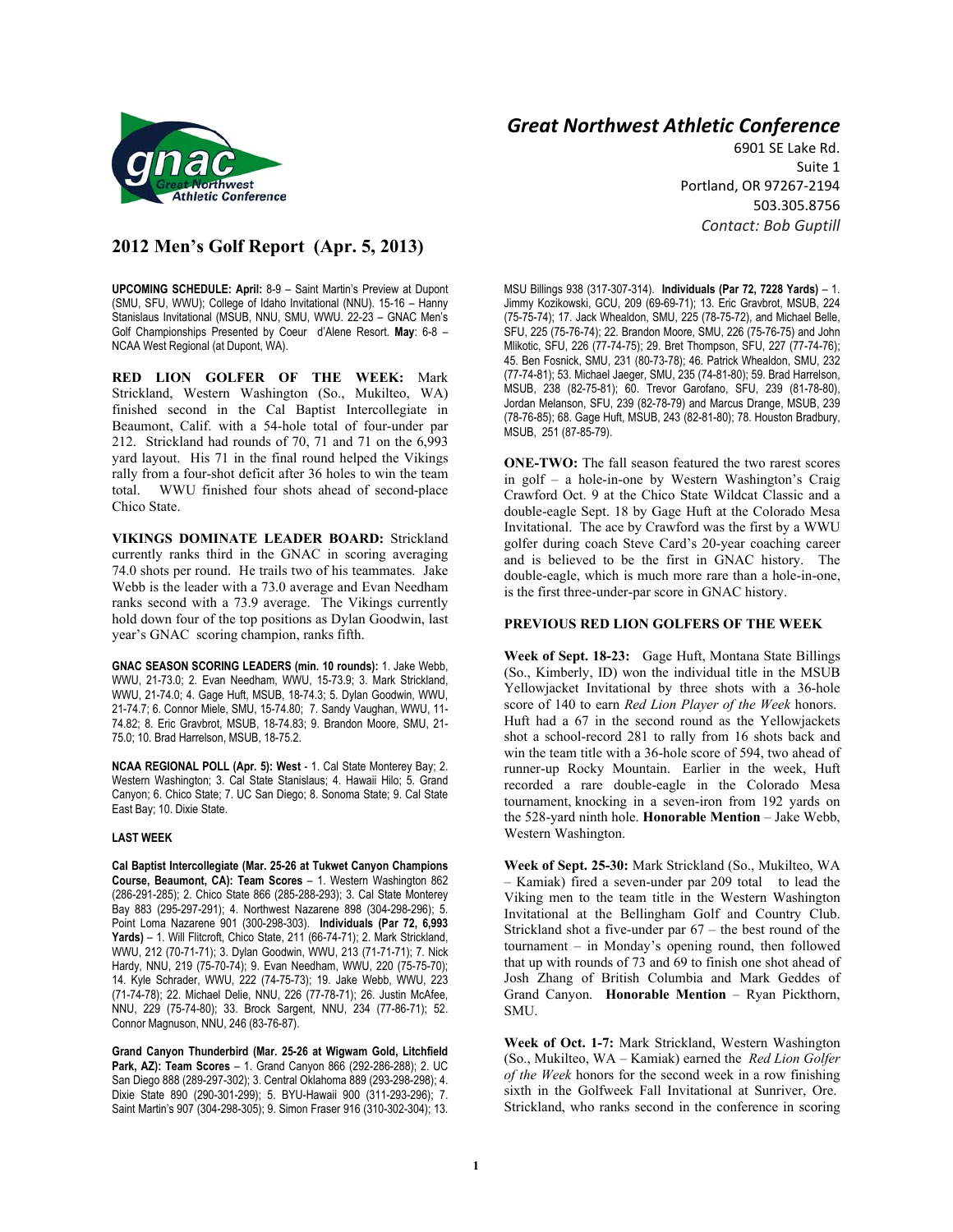# Great Northwest Athletic Conference

6901 SE Lake Rd.
Suite 1
Portland, OR 97267-2194
503.305.8756
*Contact: Bob Guptill*

## 2012 Men's Golf Report (Apr. 5, 2013)

**UPCOMING SCHEDULE: April:** 8-9 – Saint Martin's Preview at Dupont (SMU, SFU, WWU); College of Idaho Invitational (NNU). 15-16 – Hanny Stanislaus Invitational (MSUB, NNU, SMU, WWU. 22-23 – GNAC Men's Golf Championships Presented by Coeur d'Alene Resort. **May**: 6-8 – NCAA West Regional (at Dupont, WA).

**RED LION GOLFER OF THE WEEK:** Mark Strickland, Western Washington (So., Mukilteo, WA) finished second in the Cal Baptist Intercollegiate in Beaumont, Calif. with a 54-hole total of four-under par 212. Strickland had rounds of 70, 71 and 71 on the 6,993 yard layout. His 71 in the final round helped the Vikings rally from a four-shot deficit after 36 holes to win the team total. WWU finished four shots ahead of second-place Chico State.

**VIKINGS DOMINATE LEADER BOARD:** Strickland currently ranks third in the GNAC in scoring averaging 74.0 shots per round. He trails two of his teammates. Jake Webb is the leader with a 73.0 average and Evan Needham ranks second with a 73.9 average. The Vikings currently hold down four of the top positions as Dylan Goodwin, last year's GNAC scoring champion, ranks fifth.

**GNAC SEASON SCORING LEADERS (min. 10 rounds):** 1. Jake Webb, WWU, 21-73.0; 2. Evan Needham, WWU, 15-73.9; 3. Mark Strickland, WWU, 21-74.0; 4. Gage Huft, MSUB, 18-74.3; 5. Dylan Goodwin, WWU, 21-74.7; 6. Connor Miele, SMU, 15-74.80; 7. Sandy Vaughan, WWU, 11-74.82; 8. Eric Gravbrot, MSUB, 18-74.83; 9. Brandon Moore, SMU, 21-75.0; 10. Brad Harrelson, MSUB, 18-75.2.

**NCAA REGIONAL POLL (Apr. 5): West** - 1. Cal State Monterey Bay; 2. Western Washington; 3. Cal State Stanislaus; 4. Hawaii Hilo; 5. Grand Canyon; 6. Chico State; 7. UC San Diego; 8. Sonoma State; 9. Cal State East Bay; 10. Dixie State.

### LAST WEEK

**Cal Baptist Intercollegiate (Mar. 25-26 at Tukwet Canyon Champions Course, Beaumont, CA): Team Scores** – 1. Western Washington 862 (286-291-285); 2. Chico State 866 (285-288-293); 3. Cal State Monterey Bay 883 (295-297-291); 4. Northwest Nazarene 898 (304-298-296); 5. Point Loma Nazarene 901 (300-298-303). **Individuals (Par 72, 6,993 Yards)** – 1. Will Flitcroft, Chico State, 211 (66-74-71); 2. Mark Strickland, WWU, 212 (70-71-71); 3. Dylan Goodwin, WWU, 213 (71-71-71); 7. Nick Hardy, NNU, 219 (75-70-74); 9. Evan Needham, WWU, 220 (75-75-70); 14. Kyle Schrader, WWU, 222 (74-75-73); 19. Jake Webb, WWU, 223 (71-74-78); 22. Michael Delie, NNU, 226 (77-78-71); 26. Justin McAfee, NNU, 229 (75-74-80); 33. Brock Sargent, NNU, 234 (77-86-71); 52. Connor Magnuson, NNU, 246 (83-76-87).

**Grand Canyon Thunderbird (Mar. 25-26 at Wigwam Gold, Litchfield Park, AZ): Team Scores** – 1. Grand Canyon 866 (292-286-288); 2. UC San Diego 888 (289-297-302); 3. Central Oklahoma 889 (293-298-298); 4. Dixie State 890 (290-301-299); 5. BYU-Hawaii 900 (311-293-296); 7. Saint Martin's 907 (304-298-305); 9. Simon Fraser 916 (310-302-304); 13. MSU Billings 938 (317-307-314). **Individuals (Par 72, 7228 Yards)** – 1. Jimmy Kozikowski, GCU, 209 (69-69-71); 13. Eric Gravbrot, MSUB, 224 (75-75-74); 17. Jack Whealdon, SMU, 225 (78-75-72), and Michael Belle, SFU, 225 (75-76-74); 22. Brandon Moore, SMU, 226 (75-76-75) and John Mlikotic, SFU, 226 (77-74-75); 29. Bret Thompson, SFU, 227 (77-74-76); 45. Ben Fosnick, SMU, 231 (80-73-78); 46. Patrick Whealdon, SMU, 232 (77-74-81); 53. Michael Jaeger, SMU, 235 (74-81-80); 59. Brad Harrelson, MSUB, 238 (82-75-81); 60. Trevor Garofano, SFU, 239 (81-78-80), Jordan Melanson, SFU, 239 (82-78-79) and Marcus Drange, MSUB, 239 (78-76-85); 68. Gage Huft, MSUB, 243 (82-81-80); 78. Houston Bradbury, MSUB, 251 (87-85-79).

**ONE-TWO:** The fall season featured the two rarest scores in golf – a hole-in-one by Western Washington's Craig Crawford Oct. 9 at the Chico State Wildcat Classic and a double-eagle Sept. 18 by Gage Huft at the Colorado Mesa Invitational. The ace by Crawford was the first by a WWU golfer during coach Steve Card's 20-year coaching career and is believed to be the first in GNAC history. The double-eagle, which is much more rare than a hole-in-one, is the first three-under-par score in GNAC history.

### PREVIOUS RED LION GOLFERS OF THE WEEK

**Week of Sept. 18-23:** Gage Huft, Montana State Billings (So., Kimberly, ID) won the individual title in the MSUB Yellowjacket Invitational by three shots with a 36-hole score of 140 to earn *Red Lion Player of the Week* honors. Huft had a 67 in the second round as the Yellowjackets shot a school-record 281 to rally from 16 shots back and win the team title with a 36-hole score of 594, two ahead of runner-up Rocky Mountain. Earlier in the week, Huft recorded a rare double-eagle in the Colorado Mesa tournament, knocking in a seven-iron from 192 yards on the 528-yard ninth hole. **Honorable Mention** – Jake Webb, Western Washington.

**Week of Sept. 25-30:** Mark Strickland (So., Mukilteo, WA – Kamiak) fired a seven-under par 209 total to lead the Viking men to the team title in the Western Washington Invitational at the Bellingham Golf and Country Club. Strickland shot a five-under par 67 – the best round of the tournament – in Monday's opening round, then followed that up with rounds of 73 and 69 to finish one shot ahead of Josh Zhang of British Columbia and Mark Geddes of Grand Canyon. **Honorable Mention** – Ryan Pickthorn, SMU.

**Week of Oct. 1-7:** Mark Strickland, Western Washington (So., Mukilteo, WA – Kamiak) earned the *Red Lion Golfer of the Week* honors for the second week in a row finishing sixth in the Golfweek Fall Invitational at Sunriver, Ore. Strickland, who ranks second in the conference in scoring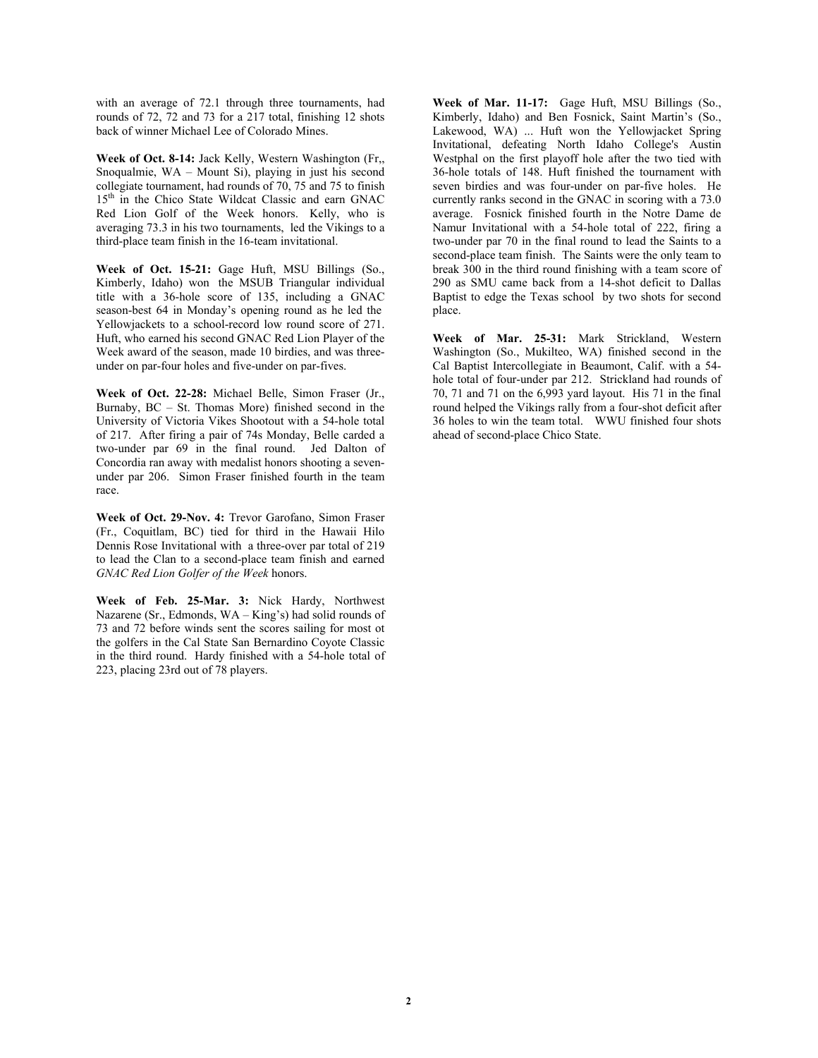with an average of 72.1 through three tournaments, had rounds of 72, 72 and 73 for a 217 total, finishing 12 shots back of winner Michael Lee of Colorado Mines.

**Week of Oct. 8-14:** Jack Kelly, Western Washington (Fr,, Snoqualmie, WA – Mount Si), playing in just his second collegiate tournament, had rounds of 70, 75 and 75 to finish 15th in the Chico State Wildcat Classic and earn GNAC Red Lion Golf of the Week honors. Kelly, who is averaging 73.3 in his two tournaments, led the Vikings to a third-place team finish in the 16-team invitational.

**Week of Oct. 15-21:** Gage Huft, MSU Billings (So., Kimberly, Idaho) won the MSUB Triangular individual title with a 36-hole score of 135, including a GNAC season-best 64 in Monday's opening round as he led the Yellowjackets to a school-record low round score of 271. Huft, who earned his second GNAC Red Lion Player of the Week award of the season, made 10 birdies, and was three-under on par-four holes and five-under on par-fives.

**Week of Oct. 22-28:** Michael Belle, Simon Fraser (Jr., Burnaby, BC – St. Thomas More) finished second in the University of Victoria Vikes Shootout with a 54-hole total of 217. After firing a pair of 74s Monday, Belle carded a two-under par 69 in the final round. Jed Dalton of Concordia ran away with medalist honors shooting a seven-under par 206. Simon Fraser finished fourth in the team race.

**Week of Oct. 29-Nov. 4:** Trevor Garofano, Simon Fraser (Fr., Coquitlam, BC) tied for third in the Hawaii Hilo Dennis Rose Invitational with a three-over par total of 219 to lead the Clan to a second-place team finish and earned *GNAC Red Lion Golfer of the Week* honors.

**Week of Feb. 25-Mar. 3:** Nick Hardy, Northwest Nazarene (Sr., Edmonds, WA – King's) had solid rounds of 73 and 72 before winds sent the scores sailing for most ot the golfers in the Cal State San Bernardino Coyote Classic in the third round. Hardy finished with a 54-hole total of 223, placing 23rd out of 78 players.

**Week of Mar. 11-17:** Gage Huft, MSU Billings (So., Kimberly, Idaho) and Ben Fosnick, Saint Martin's (So., Lakewood, WA) ... Huft won the Yellowjacket Spring Invitational, defeating North Idaho College's Austin Westphal on the first playoff hole after the two tied with 36-hole totals of 148. Huft finished the tournament with seven birdies and was four-under on par-five holes. He currently ranks second in the GNAC in scoring with a 73.0 average. Fosnick finished fourth in the Notre Dame de Namur Invitational with a 54-hole total of 222, firing a two-under par 70 in the final round to lead the Saints to a second-place team finish. The Saints were the only team to break 300 in the third round finishing with a team score of 290 as SMU came back from a 14-shot deficit to Dallas Baptist to edge the Texas school by two shots for second place.

**Week of Mar. 25-31:** Mark Strickland, Western Washington (So., Mukilteo, WA) finished second in the Cal Baptist Intercollegiate in Beaumont, Calif. with a 54-hole total of four-under par 212. Strickland had rounds of 70, 71 and 71 on the 6,993 yard layout. His 71 in the final round helped the Vikings rally from a four-shot deficit after 36 holes to win the team total. WWU finished four shots ahead of second-place Chico State.